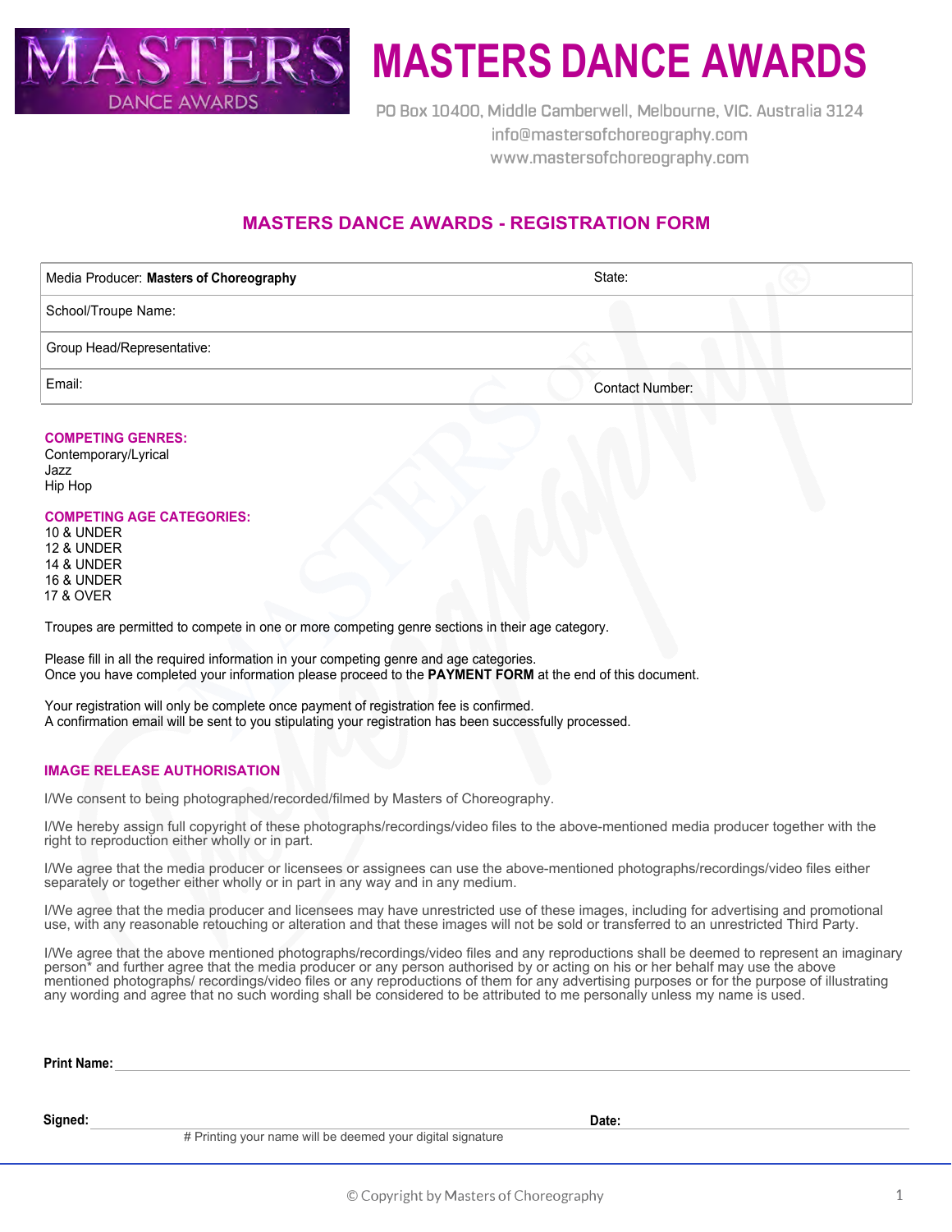# MASTERS DANCE AWARDS

PO Box 10400, Middle Camberwell, Melbourne, VIC. Australia 3124
info@mastersofchoreography.com
www.mastersofchoreography.com

## MASTERS DANCE AWARDS - REGISTRATION FORM

| Media Producer: **Masters of Choreography** | State: |
|---|---|
| School/Troupe Name: | |
| Group Head/Representative: | |
| Email: | Contact Number: |

**COMPETING GENRES:**

Contemporary/Lyrical
Jazz
Hip Hop

**COMPETING AGE CATEGORIES:**

10 & UNDER
12 & UNDER
14 & UNDER
16 & UNDER
17 & OVER

Troupes are permitted to compete in one or more competing genre sections in their age category.

Please fill in all the required information in your competing genre and age categories.
Once you have completed your information please proceed to the **PAYMENT FORM** at the end of this document.

Your registration will only be complete once payment of registration fee is confirmed.
A confirmation email will be sent to you stipulating your registration has been successfully processed.

**IMAGE RELEASE AUTHORISATION**

I/We consent to being photographed/recorded/filmed by Masters of Choreography.

I/We hereby assign full copyright of these photographs/recordings/video files to the above-mentioned media producer together with the right to reproduction either wholly or in part.

I/We agree that the media producer or licensees or assignees can use the above-mentioned photographs/recordings/video files either separately or together either wholly or in part in any way and in any medium.

I/We agree that the media producer and licensees may have unrestricted use of these images, including for advertising and promotional use, with any reasonable retouching or alteration and that these images will not be sold or transferred to an unrestricted Third Party.

I/We agree that the above mentioned photographs/recordings/video files and any reproductions shall be deemed to represent an imaginary person* and further agree that the media producer or any person authorised by or acting on his or her behalf may use the above mentioned photographs/ recordings/video files or any reproductions of them for any advertising purposes or for the purpose of illustrating any wording and agree that no such wording shall be considered to be attributed to me personally unless my name is used.

**Print Name:** ______________________________

**Signed:** ______________________________ **Date:** ______________

# Printing your name will be deemed your digital signature

© Copyright by Masters of Choreography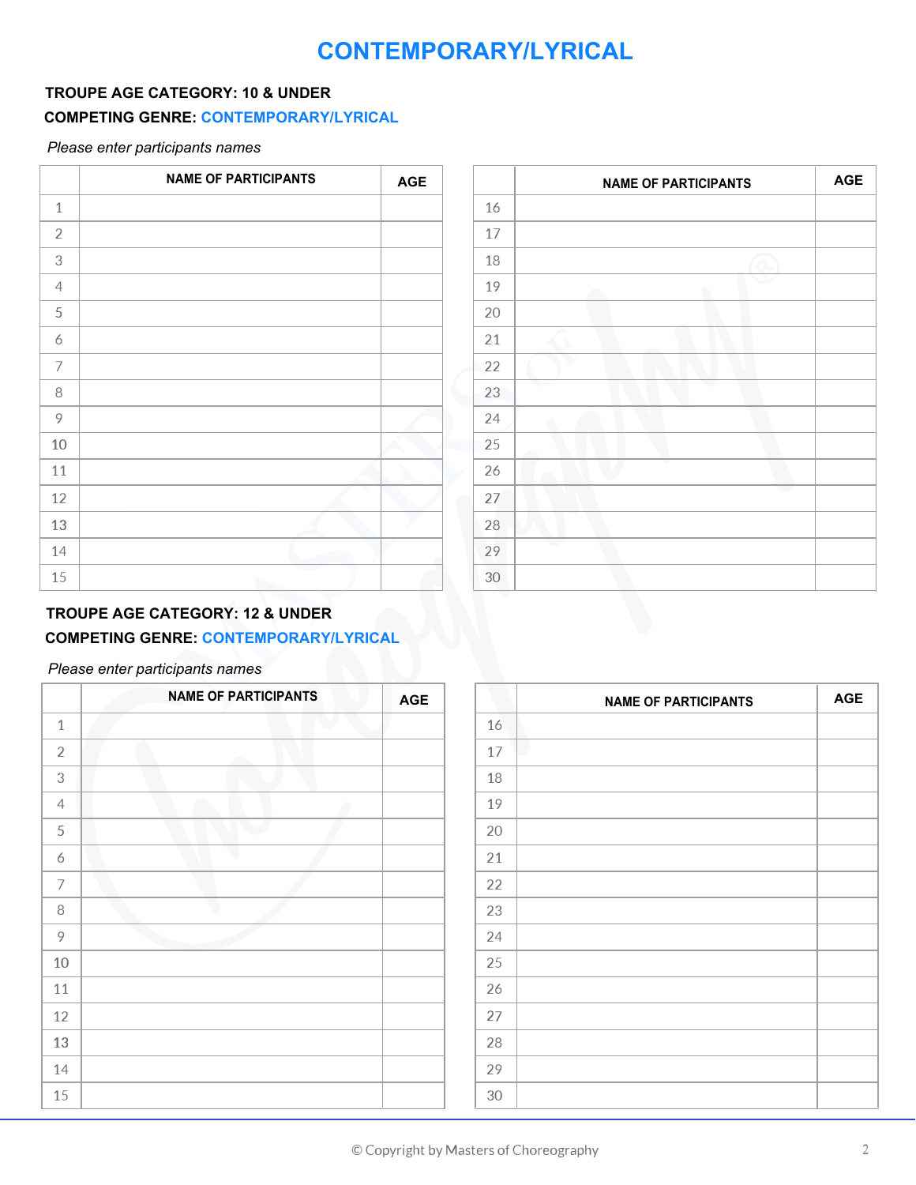# CONTEMPORARY/LYRICAL

**TROUPE AGE CATEGORY: 10 & UNDER**

**COMPETING GENRE: CONTEMPORARY/LYRICAL**

*Please enter participants names*

| | NAME OF PARTICIPANTS | AGE |
|---|---|---|
| 1 | | |
| 2 | | |
| 3 | | |
| 4 | | |
| 5 | | |
| 6 | | |
| 7 | | |
| 8 | | |
| 9 | | |
| 10 | | |
| 11 | | |
| 12 | | |
| 13 | | |
| 14 | | |
| 15 | | |

| | NAME OF PARTICIPANTS | AGE |
|---|---|---|
| 16 | | |
| 17 | | |
| 18 | | |
| 19 | | |
| 20 | | |
| 21 | | |
| 22 | | |
| 23 | | |
| 24 | | |
| 25 | | |
| 26 | | |
| 27 | | |
| 28 | | |
| 29 | | |
| 30 | | |

**TROUPE AGE CATEGORY: 12 & UNDER**

**COMPETING GENRE: CONTEMPORARY/LYRICAL**

*Please enter participants names*

| | NAME OF PARTICIPANTS | AGE |
|---|---|---|
| 1 | | |
| 2 | | |
| 3 | | |
| 4 | | |
| 5 | | |
| 6 | | |
| 7 | | |
| 8 | | |
| 9 | | |
| 10 | | |
| 11 | | |
| 12 | | |
| 13 | | |
| 14 | | |
| 15 | | |

| | NAME OF PARTICIPANTS | AGE |
|---|---|---|
| 16 | | |
| 17 | | |
| 18 | | |
| 19 | | |
| 20 | | |
| 21 | | |
| 22 | | |
| 23 | | |
| 24 | | |
| 25 | | |
| 26 | | |
| 27 | | |
| 28 | | |
| 29 | | |
| 30 | | |

© Copyright by Masters of Choreography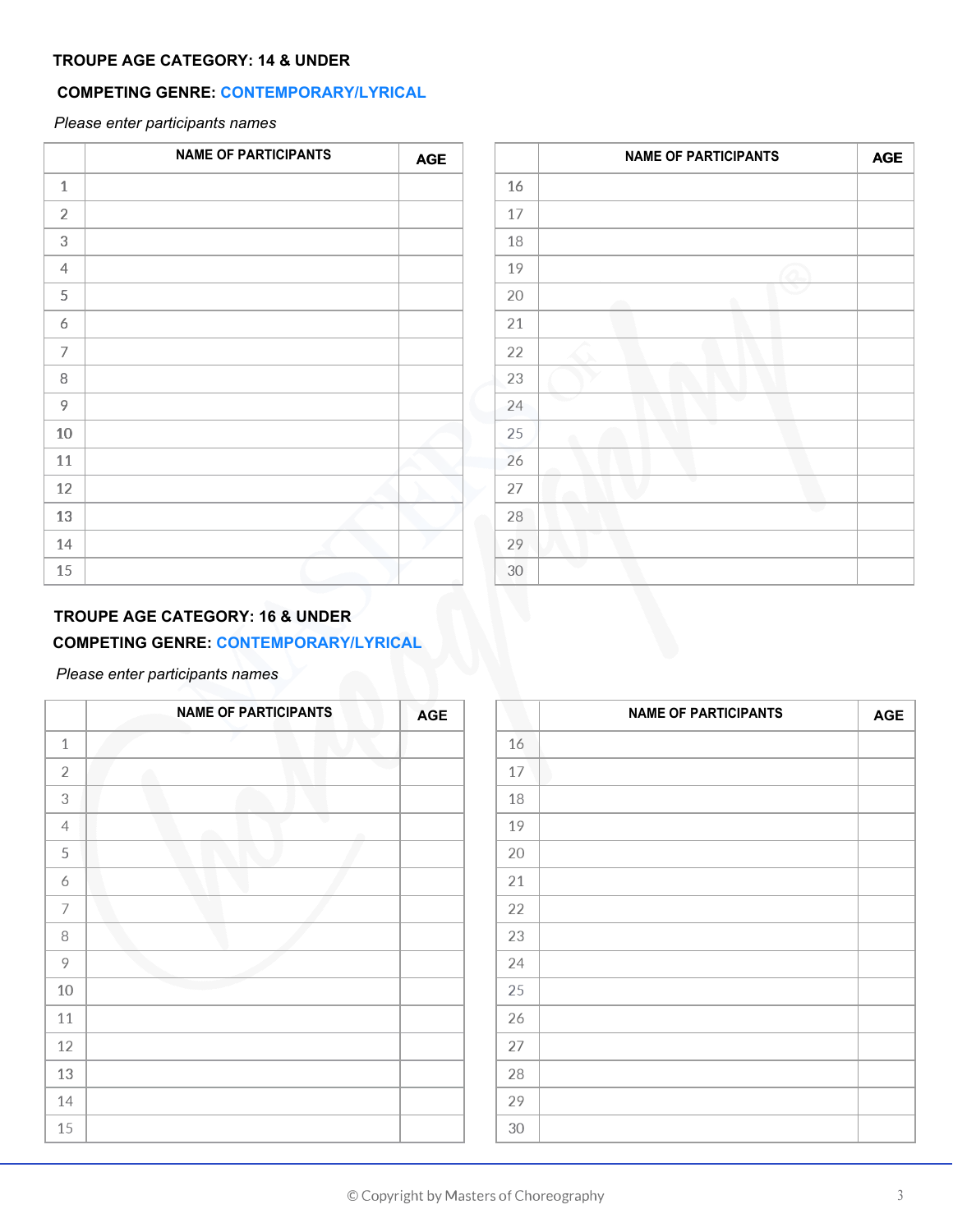**TROUPE AGE CATEGORY: 14 & UNDER**

**COMPETING GENRE: CONTEMPORARY/LYRICAL**

*Please enter participants names*

| | NAME OF PARTICIPANTS | AGE |
|---|---|---|
| 1 | | |
| 2 | | |
| 3 | | |
| 4 | | |
| 5 | | |
| 6 | | |
| 7 | | |
| 8 | | |
| 9 | | |
| 10 | | |
| 11 | | |
| 12 | | |
| 13 | | |
| 14 | | |
| 15 | | |

| | NAME OF PARTICIPANTS | AGE |
|---|---|---|
| 16 | | |
| 17 | | |
| 18 | | |
| 19 | | |
| 20 | | |
| 21 | | |
| 22 | | |
| 23 | | |
| 24 | | |
| 25 | | |
| 26 | | |
| 27 | | |
| 28 | | |
| 29 | | |
| 30 | | |

**TROUPE AGE CATEGORY: 16 & UNDER**

**COMPETING GENRE: CONTEMPORARY/LYRICAL**

*Please enter participants names*

| | NAME OF PARTICIPANTS | AGE |
|---|---|---|
| 1 | | |
| 2 | | |
| 3 | | |
| 4 | | |
| 5 | | |
| 6 | | |
| 7 | | |
| 8 | | |
| 9 | | |
| 10 | | |
| 11 | | |
| 12 | | |
| 13 | | |
| 14 | | |
| 15 | | |

| | NAME OF PARTICIPANTS | AGE |
|---|---|---|
| 16 | | |
| 17 | | |
| 18 | | |
| 19 | | |
| 20 | | |
| 21 | | |
| 22 | | |
| 23 | | |
| 24 | | |
| 25 | | |
| 26 | | |
| 27 | | |
| 28 | | |
| 29 | | |
| 30 | | |

© Copyright by Masters of Choreography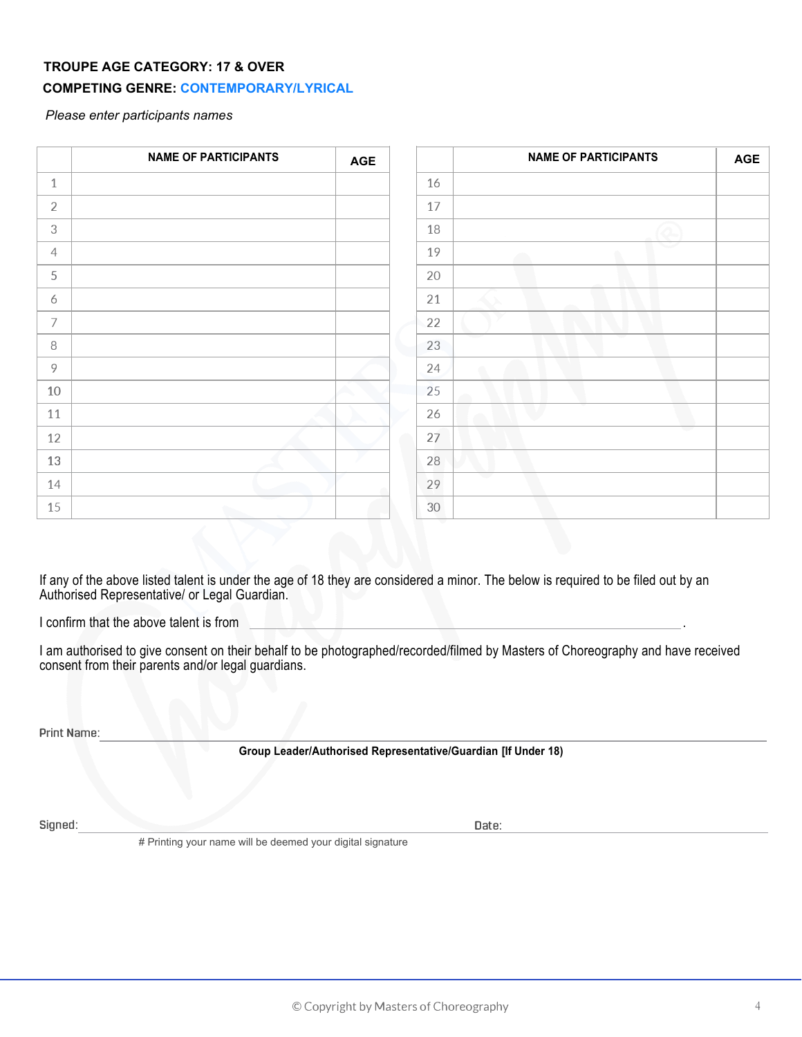**TROUPE AGE CATEGORY: 17 & OVER**

**COMPETING GENRE: CONTEMPORARY/LYRICAL**

*Please enter participants names*

| | NAME OF PARTICIPANTS | AGE |
|---|---|---|
| 1 | | |
| 2 | | |
| 3 | | |
| 4 | | |
| 5 | | |
| 6 | | |
| 7 | | |
| 8 | | |
| 9 | | |
| 10 | | |
| 11 | | |
| 12 | | |
| 13 | | |
| 14 | | |
| 15 | | |

| | NAME OF PARTICIPANTS | AGE |
|---|---|---|
| 16 | | |
| 17 | | |
| 18 | | |
| 19 | | |
| 20 | | |
| 21 | | |
| 22 | | |
| 23 | | |
| 24 | | |
| 25 | | |
| 26 | | |
| 27 | | |
| 28 | | |
| 29 | | |
| 30 | | |

If any of the above listed talent is under the age of 18 they are considered a minor. The below is required to be filed out by an Authorised Representative/ or Legal Guardian.

I confirm that the above talent is from ______________________________________________.

I am authorised to give consent on their behalf to be photographed/recorded/filmed by Masters of Choreography and have received consent from their parents and/or legal guardians.

Print Name: ______________________________________________

**Group Leader/Authorised Representative/Guardian [If Under 18)**

Signed: ______________________________ Date: ______________________________

# Printing your name will be deemed your digital signature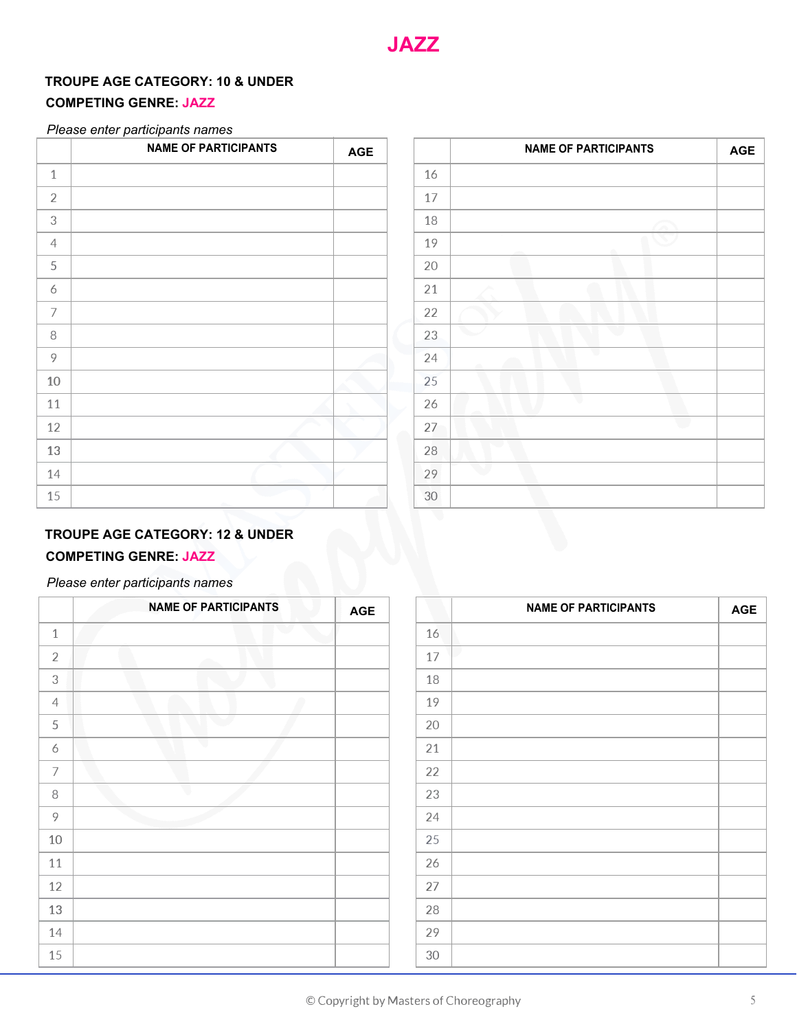# JAZZ

**TROUPE AGE CATEGORY: 10 & UNDER**

**COMPETING GENRE: JAZZ**

*Please enter participants names*

| | NAME OF PARTICIPANTS | AGE |
|---|---|---|
| 1 | | |
| 2 | | |
| 3 | | |
| 4 | | |
| 5 | | |
| 6 | | |
| 7 | | |
| 8 | | |
| 9 | | |
| 10 | | |
| 11 | | |
| 12 | | |
| 13 | | |
| 14 | | |
| 15 | | |

| | NAME OF PARTICIPANTS | AGE |
|---|---|---|
| 16 | | |
| 17 | | |
| 18 | | |
| 19 | | |
| 20 | | |
| 21 | | |
| 22 | | |
| 23 | | |
| 24 | | |
| 25 | | |
| 26 | | |
| 27 | | |
| 28 | | |
| 29 | | |
| 30 | | |

**TROUPE AGE CATEGORY: 12 & UNDER**

**COMPETING GENRE: JAZZ**

*Please enter participants names*

| | NAME OF PARTICIPANTS | AGE |
|---|---|---|
| 1 | | |
| 2 | | |
| 3 | | |
| 4 | | |
| 5 | | |
| 6 | | |
| 7 | | |
| 8 | | |
| 9 | | |
| 10 | | |
| 11 | | |
| 12 | | |
| 13 | | |
| 14 | | |
| 15 | | |

| | NAME OF PARTICIPANTS | AGE |
|---|---|---|
| 16 | | |
| 17 | | |
| 18 | | |
| 19 | | |
| 20 | | |
| 21 | | |
| 22 | | |
| 23 | | |
| 24 | | |
| 25 | | |
| 26 | | |
| 27 | | |
| 28 | | |
| 29 | | |
| 30 | | |

© Copyright by Masters of Choreography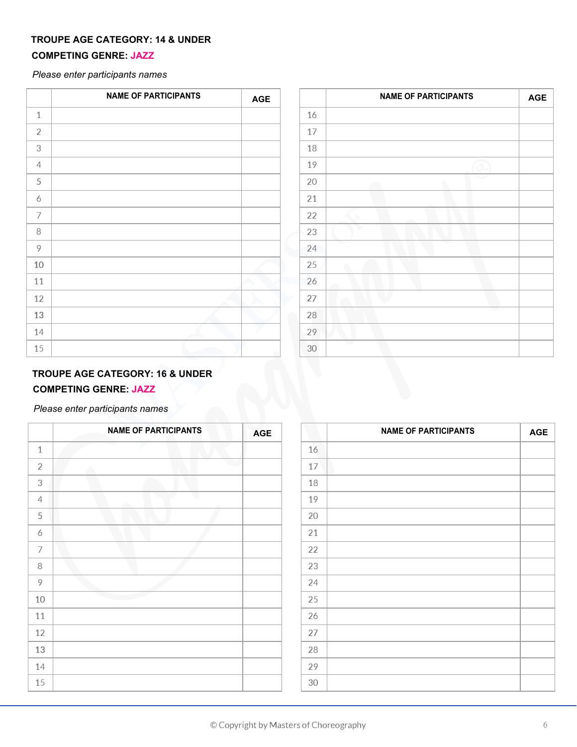**TROUPE AGE CATEGORY: 14 & UNDER**

**COMPETING GENRE: JAZZ**

*Please enter participants names*

| | NAME OF PARTICIPANTS | AGE |
|---|---|---|
| 1 | | |
| 2 | | |
| 3 | | |
| 4 | | |
| 5 | | |
| 6 | | |
| 7 | | |
| 8 | | |
| 9 | | |
| 10 | | |
| 11 | | |
| 12 | | |
| 13 | | |
| 14 | | |
| 15 | | |

| | NAME OF PARTICIPANTS | AGE |
|---|---|---|
| 16 | | |
| 17 | | |
| 18 | | |
| 19 | | |
| 20 | | |
| 21 | | |
| 22 | | |
| 23 | | |
| 24 | | |
| 25 | | |
| 26 | | |
| 27 | | |
| 28 | | |
| 29 | | |
| 30 | | |

**TROUPE AGE CATEGORY: 16 & UNDER**

**COMPETING GENRE: JAZZ**

*Please enter participants names*

| | NAME OF PARTICIPANTS | AGE |
|---|---|---|
| 1 | | |
| 2 | | |
| 3 | | |
| 4 | | |
| 5 | | |
| 6 | | |
| 7 | | |
| 8 | | |
| 9 | | |
| 10 | | |
| 11 | | |
| 12 | | |
| 13 | | |
| 14 | | |
| 15 | | |

| | NAME OF PARTICIPANTS | AGE |
|---|---|---|
| 16 | | |
| 17 | | |
| 18 | | |
| 19 | | |
| 20 | | |
| 21 | | |
| 22 | | |
| 23 | | |
| 24 | | |
| 25 | | |
| 26 | | |
| 27 | | |
| 28 | | |
| 29 | | |
| 30 | | |

© Copyright by Masters of Choreography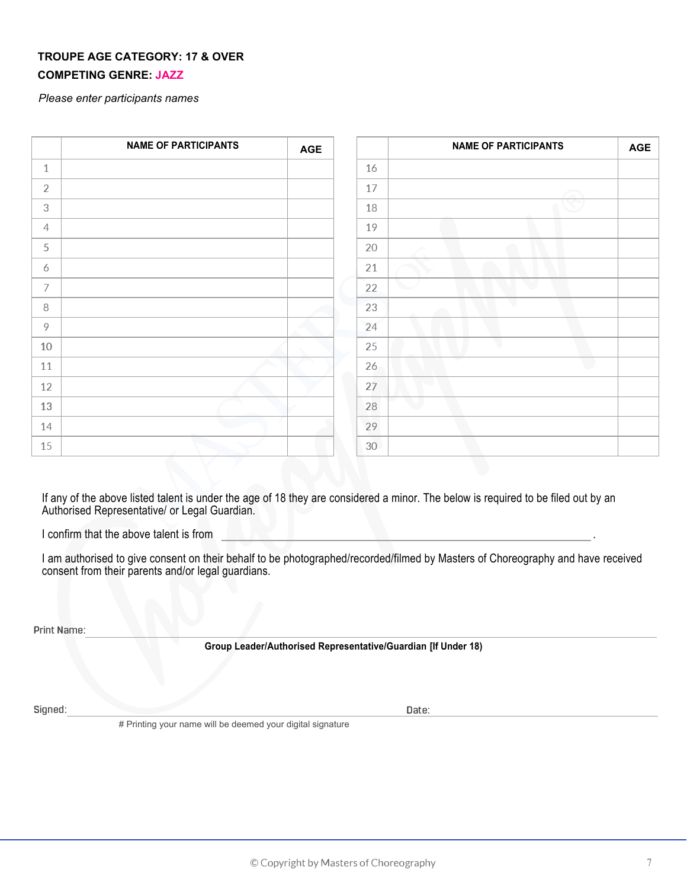**TROUPE AGE CATEGORY: 17 & OVER**

**COMPETING GENRE: JAZZ**

*Please enter participants names*

| | NAME OF PARTICIPANTS | AGE |
|---|---|---|
| 1 | | |
| 2 | | |
| 3 | | |
| 4 | | |
| 5 | | |
| 6 | | |
| 7 | | |
| 8 | | |
| 9 | | |
| 10 | | |
| 11 | | |
| 12 | | |
| 13 | | |
| 14 | | |
| 15 | | |

| | NAME OF PARTICIPANTS | AGE |
|---|---|---|
| 16 | | |
| 17 | | |
| 18 | | |
| 19 | | |
| 20 | | |
| 21 | | |
| 22 | | |
| 23 | | |
| 24 | | |
| 25 | | |
| 26 | | |
| 27 | | |
| 28 | | |
| 29 | | |
| 30 | | |

If any of the above listed talent is under the age of 18 they are considered a minor. The below is required to be filed out by an Authorised Representative/ or Legal Guardian.

I confirm that the above talent is from \_\_\_\_\_\_\_\_\_\_\_\_\_\_\_\_\_\_\_\_\_\_\_\_\_\_\_\_\_\_\_\_\_\_\_\_\_\_\_\_\_\_\_\_ .

I am authorised to give consent on their behalf to be photographed/recorded/filmed by Masters of Choreography and have received consent from their parents and/or legal guardians.

Print Name: \_\_\_\_\_\_\_\_\_\_\_\_\_\_\_\_\_\_\_\_\_\_\_\_\_\_\_\_\_\_\_\_\_\_\_\_\_\_\_\_\_\_\_\_

**Group Leader/Authorised Representative/Guardian [If Under 18)**

Signed: \_\_\_\_\_\_\_\_\_\_\_\_\_\_\_\_\_\_\_\_\_\_\_\_\_\_\_\_ Date: \_\_\_\_\_\_\_\_\_\_\_\_\_\_\_\_\_\_\_\_

# Printing your name will be deemed your digital signature

© Copyright by Masters of Choreography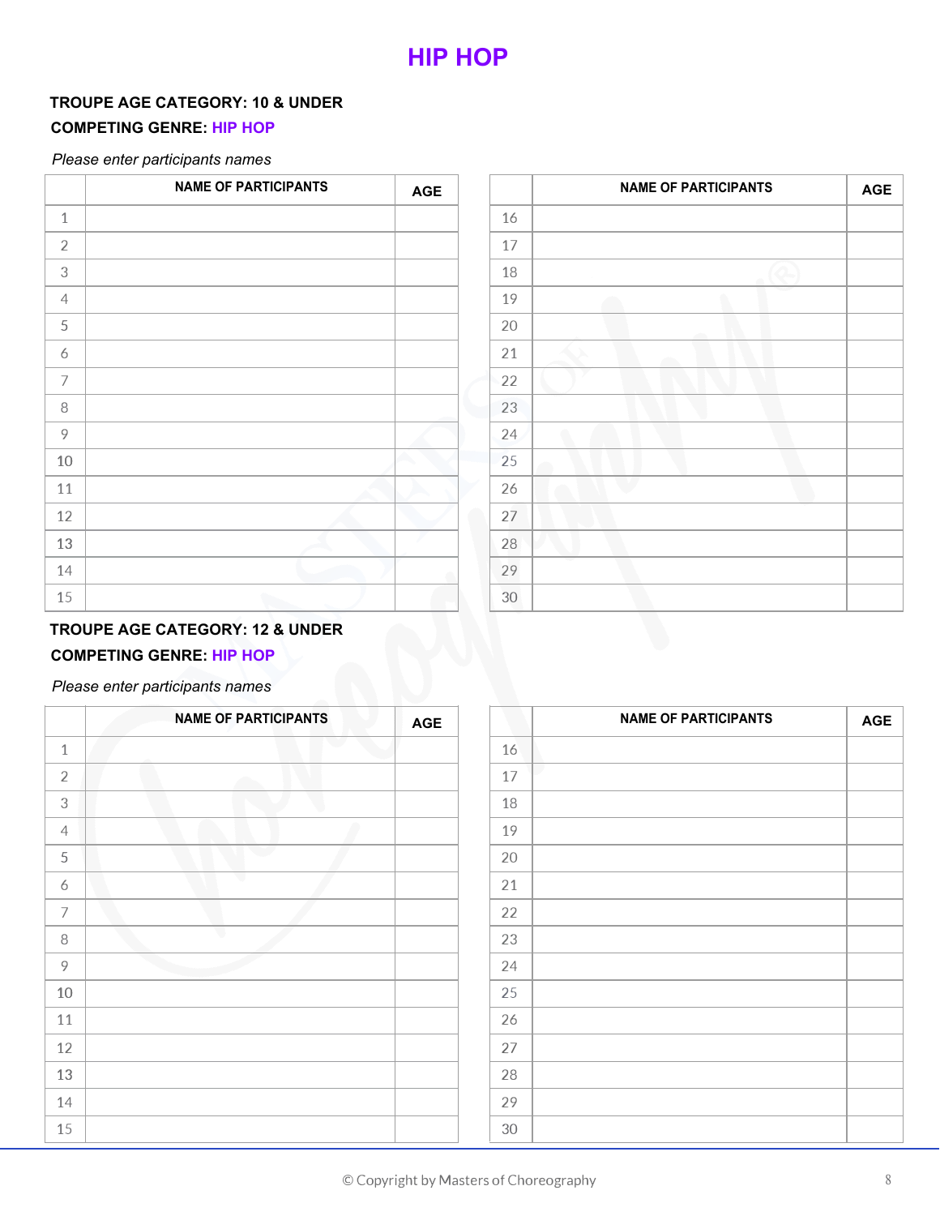# HIP HOP

**TROUPE AGE CATEGORY: 10 & UNDER**

**COMPETING GENRE: HIP HOP**

*Please enter participants names*

| | NAME OF PARTICIPANTS | AGE |
|---|---|---|
| 1 | | |
| 2 | | |
| 3 | | |
| 4 | | |
| 5 | | |
| 6 | | |
| 7 | | |
| 8 | | |
| 9 | | |
| 10 | | |
| 11 | | |
| 12 | | |
| 13 | | |
| 14 | | |
| 15 | | |

| | NAME OF PARTICIPANTS | AGE |
|---|---|---|
| 16 | | |
| 17 | | |
| 18 | | |
| 19 | | |
| 20 | | |
| 21 | | |
| 22 | | |
| 23 | | |
| 24 | | |
| 25 | | |
| 26 | | |
| 27 | | |
| 28 | | |
| 29 | | |
| 30 | | |

**TROUPE AGE CATEGORY: 12 & UNDER**

**COMPETING GENRE: HIP HOP**

*Please enter participants names*

| | NAME OF PARTICIPANTS | AGE |
|---|---|---|
| 1 | | |
| 2 | | |
| 3 | | |
| 4 | | |
| 5 | | |
| 6 | | |
| 7 | | |
| 8 | | |
| 9 | | |
| 10 | | |
| 11 | | |
| 12 | | |
| 13 | | |
| 14 | | |
| 15 | | |

| | NAME OF PARTICIPANTS | AGE |
|---|---|---|
| 16 | | |
| 17 | | |
| 18 | | |
| 19 | | |
| 20 | | |
| 21 | | |
| 22 | | |
| 23 | | |
| 24 | | |
| 25 | | |
| 26 | | |
| 27 | | |
| 28 | | |
| 29 | | |
| 30 | | |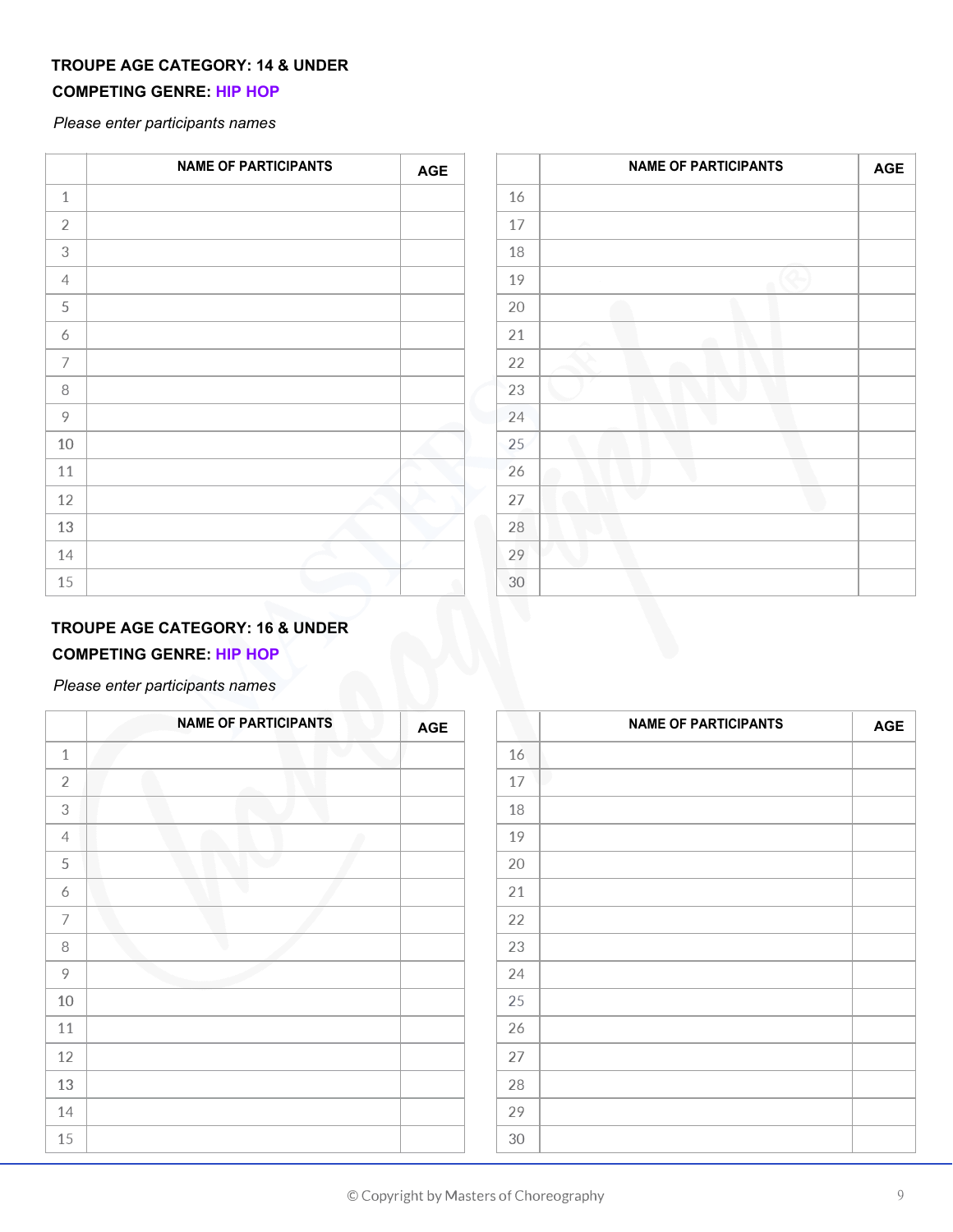**TROUPE AGE CATEGORY: 14 & UNDER**

**COMPETING GENRE: HIP HOP**

*Please enter participants names*

| | NAME OF PARTICIPANTS | AGE |
|---|---|---|
| 1 | | |
| 2 | | |
| 3 | | |
| 4 | | |
| 5 | | |
| 6 | | |
| 7 | | |
| 8 | | |
| 9 | | |
| 10 | | |
| 11 | | |
| 12 | | |
| 13 | | |
| 14 | | |
| 15 | | |

| | NAME OF PARTICIPANTS | AGE |
|---|---|---|
| 16 | | |
| 17 | | |
| 18 | | |
| 19 | | |
| 20 | | |
| 21 | | |
| 22 | | |
| 23 | | |
| 24 | | |
| 25 | | |
| 26 | | |
| 27 | | |
| 28 | | |
| 29 | | |
| 30 | | |

**TROUPE AGE CATEGORY: 16 & UNDER**

**COMPETING GENRE: HIP HOP**

*Please enter participants names*

| | NAME OF PARTICIPANTS | AGE |
|---|---|---|
| 1 | | |
| 2 | | |
| 3 | | |
| 4 | | |
| 5 | | |
| 6 | | |
| 7 | | |
| 8 | | |
| 9 | | |
| 10 | | |
| 11 | | |
| 12 | | |
| 13 | | |
| 14 | | |
| 15 | | |

| | NAME OF PARTICIPANTS | AGE |
|---|---|---|
| 16 | | |
| 17 | | |
| 18 | | |
| 19 | | |
| 20 | | |
| 21 | | |
| 22 | | |
| 23 | | |
| 24 | | |
| 25 | | |
| 26 | | |
| 27 | | |
| 28 | | |
| 29 | | |
| 30 | | |

© Copyright by Masters of Choreography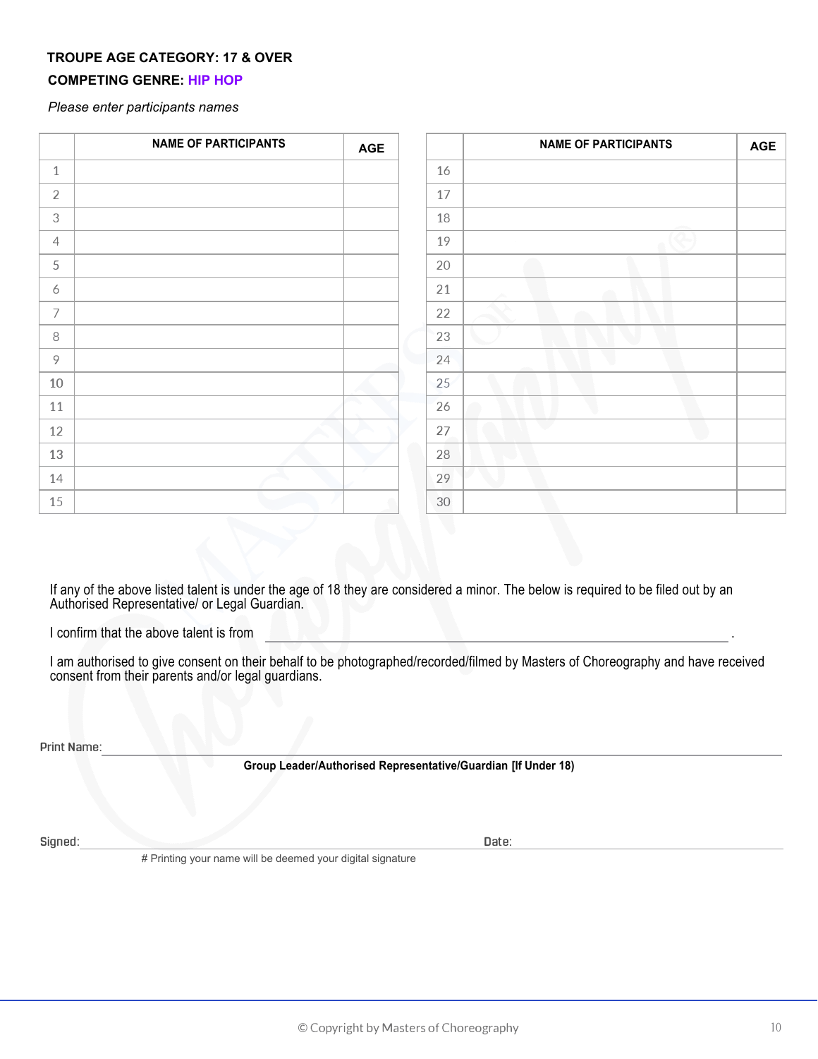**TROUPE AGE CATEGORY: 17 & OVER**

**COMPETING GENRE: HIP HOP**

*Please enter participants names*

| | NAME OF PARTICIPANTS | AGE |
|---|---|---|
| 1 | | |
| 2 | | |
| 3 | | |
| 4 | | |
| 5 | | |
| 6 | | |
| 7 | | |
| 8 | | |
| 9 | | |
| 10 | | |
| 11 | | |
| 12 | | |
| 13 | | |
| 14 | | |
| 15 | | |

| | NAME OF PARTICIPANTS | AGE |
|---|---|---|
| 16 | | |
| 17 | | |
| 18 | | |
| 19 | | |
| 20 | | |
| 21 | | |
| 22 | | |
| 23 | | |
| 24 | | |
| 25 | | |
| 26 | | |
| 27 | | |
| 28 | | |
| 29 | | |
| 30 | | |

If any of the above listed talent is under the age of 18 they are considered a minor. The below is required to be filed out by an Authorised Representative/ or Legal Guardian.

I confirm that the above talent is from ______________________________.

I am authorised to give consent on their behalf to be photographed/recorded/filmed by Masters of Choreography and have received consent from their parents and/or legal guardians.

Print Name: ______________________________

**Group Leader/Authorised Representative/Guardian [If Under 18)**

Signed: ______________________________ Date: ______________________________

# Printing your name will be deemed your digital signature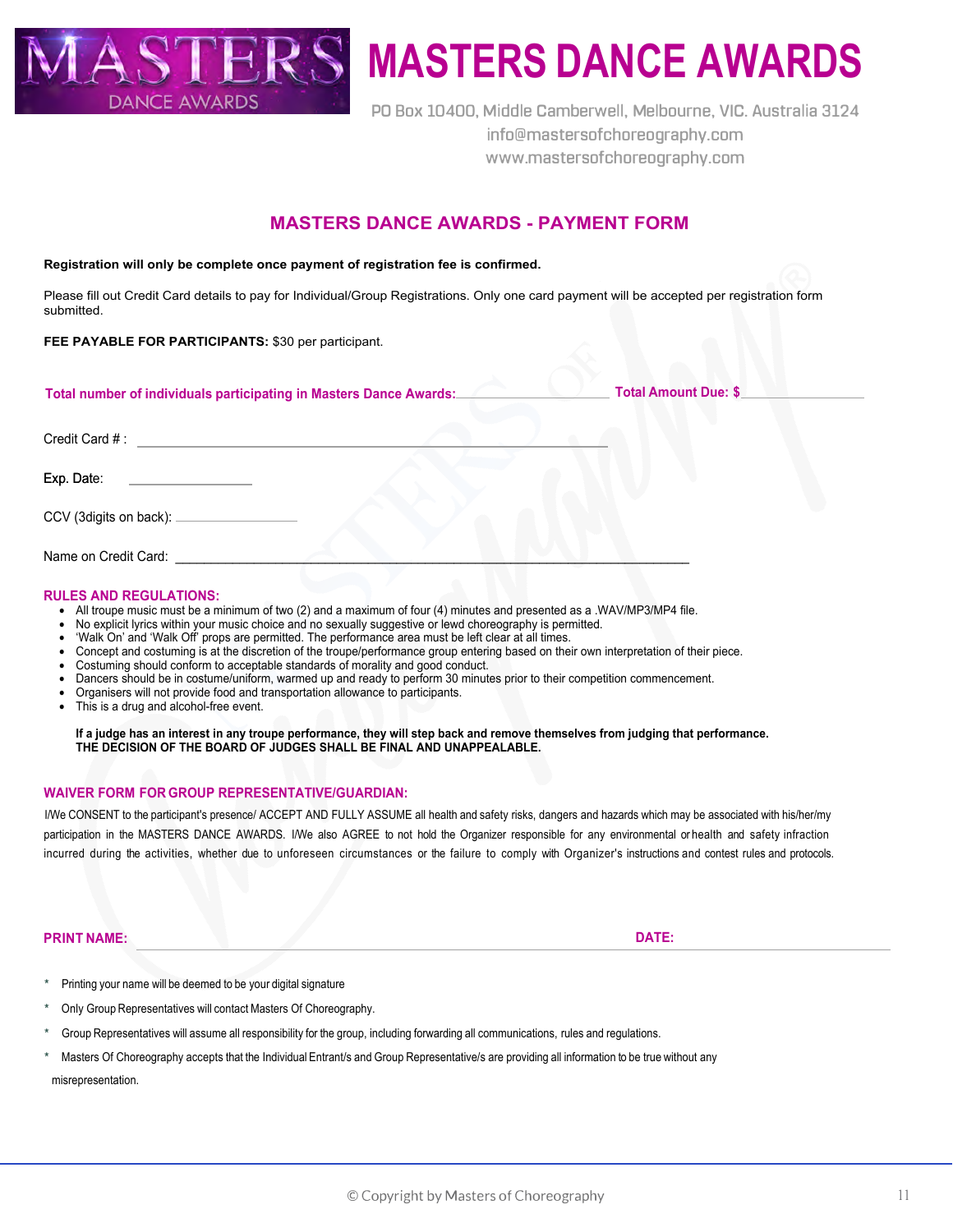# MASTERS DANCE AWARDS

PO Box 10400, Middle Camberwell, Melbourne, VIC. Australia 3124
info@mastersofchoreography.com
www.mastersofchoreography.com

## MASTERS DANCE AWARDS - PAYMENT FORM

**Registration will only be complete once payment of registration fee is confirmed.**

Please fill out Credit Card details to pay for Individual/Group Registrations. Only one card payment will be accepted per registration form submitted.

**FEE PAYABLE FOR PARTICIPANTS:** $30 per participant.

**Total number of individuals participating in Masters Dance Awards:** ____________________ **Total Amount Due: $** ____________________

Credit Card # : ____________________________________________

Exp. Date: ______________

CCV (3digits on back): ______________

Name on Credit Card: ____________________________________________

### RULES AND REGULATIONS:

- All troupe music must be a minimum of two (2) and a maximum of four (4) minutes and presented as a .WAV/MP3/MP4 file.
- No explicit lyrics within your music choice and no sexually suggestive or lewd choreography is permitted.
- 'Walk On' and 'Walk Off' props are permitted. The performance area must be left clear at all times.
- Concept and costuming is at the discretion of the troupe/performance group entering based on their own interpretation of their piece.
- Costuming should conform to acceptable standards of morality and good conduct.
- Dancers should be in costume/uniform, warmed up and ready to perform 30 minutes prior to their competition commencement.
- Organisers will not provide food and transportation allowance to participants.
- This is a drug and alcohol-free event.

**If a judge has an interest in any troupe performance, they will step back and remove themselves from judging that performance. THE DECISION OF THE BOARD OF JUDGES SHALL BE FINAL AND UNAPPEALABLE.**

### WAIVER FORM FOR GROUP REPRESENTATIVE/GUARDIAN:

I/We CONSENT to the participant's presence/ ACCEPT AND FULLY ASSUME all health and safety risks, dangers and hazards which may be associated with his/her/my participation in the MASTERS DANCE AWARDS. I/We also AGREE to not hold the Organizer responsible for any environmental or health and safety infraction incurred during the activities, whether due to unforeseen circumstances or the failure to comply with Organizer's instructions and contest rules and protocols.

**PRINT NAME:** ____________________________________________ **DATE:** ______________

- * Printing your name will be deemed to be your digital signature
- * Only Group Representatives will contact Masters Of Choreography.
- * Group Representatives will assume all responsibility for the group, including forwarding all communications, rules and regulations.
- * Masters Of Choreography accepts that the Individual Entrant/s and Group Representative/s are providing all information to be true without any misrepresentation.

© Copyright by Masters of Choreography